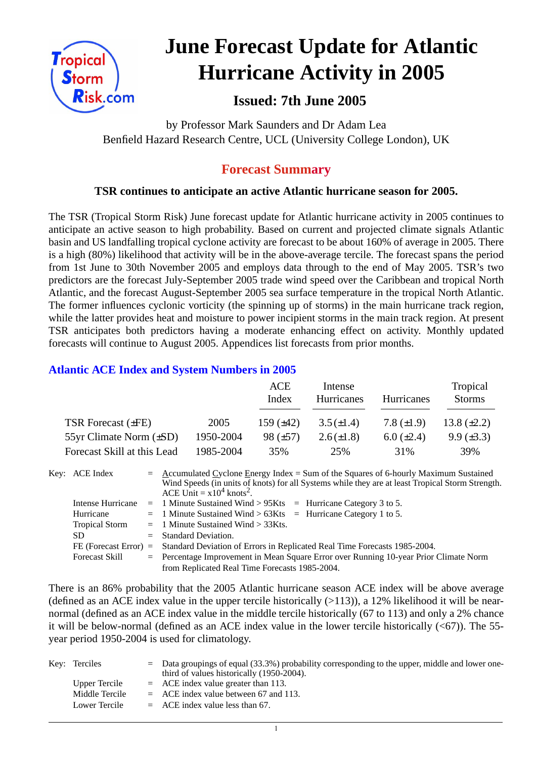# June Forecast Update for Atlantic Hurricane Activity in 2005

### Issued: 7th June 2005

by Professor Mark Saunders and Dr Adam Lea
Benfield Hazard Research Centre, UCL (University College London), UK

## Forecast Summary

**TSR continues to anticipate an active Atlantic hurricane season for 2005.**

The TSR (Tropical Storm Risk) June forecast update for Atlantic hurricane activity in 2005 continues to anticipate an active season to high probability. Based on current and projected climate signals Atlantic basin and US landfalling tropical cyclone activity are forecast to be about 160% of average in 2005. There is a high (80%) likelihood that activity will be in the above-average tercile. The forecast spans the period from 1st June to 30th November 2005 and employs data through to the end of May 2005. TSR's two predictors are the forecast July-September 2005 trade wind speed over the Caribbean and tropical North Atlantic, and the forecast August-September 2005 sea surface temperature in the tropical North Atlantic. The former influences cyclonic vorticity (the spinning up of storms) in the main hurricane track region, while the latter provides heat and moisture to power incipient storms in the main track region. At present TSR anticipates both predictors having a moderate enhancing effect on activity. Monthly updated forecasts will continue to August 2005. Appendices list forecasts from prior months.

## Atlantic ACE Index and System Numbers in 2005

| | | ACE Index | Intense Hurricanes | Hurricanes | Tropical Storms |
|---|---|---|---|---|---|
| TSR Forecast (±FE) | 2005 | 159 (±42) | 3.5 (±1.4) | 7.8 (±1.9) | 13.8 (±2.2) |
| 55yr Climate Norm (±SD) | 1950-2004 | 98 (±57) | 2.6 (±1.8) | 6.0 (±2.4) | 9.9 (±3.3) |
| Forecast Skill at this Lead | 1985-2004 | 35% | 25% | 31% | 39% |

Key:
- ACE Index = Accumulated Cyclone Energy Index = Sum of the Squares of 6-hourly Maximum Sustained Wind Speeds (in units of knots) for all Systems while they are at least Tropical Storm Strength. ACE Unit = $x10^4$ $knots^2$.
- Intense Hurricane = 1 Minute Sustained Wind > 95Kts = Hurricane Category 3 to 5.
- Hurricane = 1 Minute Sustained Wind > 63Kts = Hurricane Category 1 to 5.
- Tropical Storm = 1 Minute Sustained Wind > 33Kts.
- SD = Standard Deviation.
- FE (Forecast Error) = Standard Deviation of Errors in Replicated Real Time Forecasts 1985-2004.
- Forecast Skill = Percentage Improvement in Mean Square Error over Running 10-year Prior Climate Norm from Replicated Real Time Forecasts 1985-2004.

There is an 86% probability that the 2005 Atlantic hurricane season ACE index will be above average (defined as an ACE index value in the upper tercile historically (>113)), a 12% likelihood it will be near-normal (defined as an ACE index value in the middle tercile historically (67 to 113) and only a 2% chance it will be below-normal (defined as an ACE index value in the lower tercile historically (<67)). The 55-year period 1950-2004 is used for climatology.

Key:
- Terciles = Data groupings of equal (33.3%) probability corresponding to the upper, middle and lower one-third of values historically (1950-2004).
- Upper Tercile = ACE index value greater than 113.
- Middle Tercile = ACE index value between 67 and 113.
- Lower Tercile = ACE index value less than 67.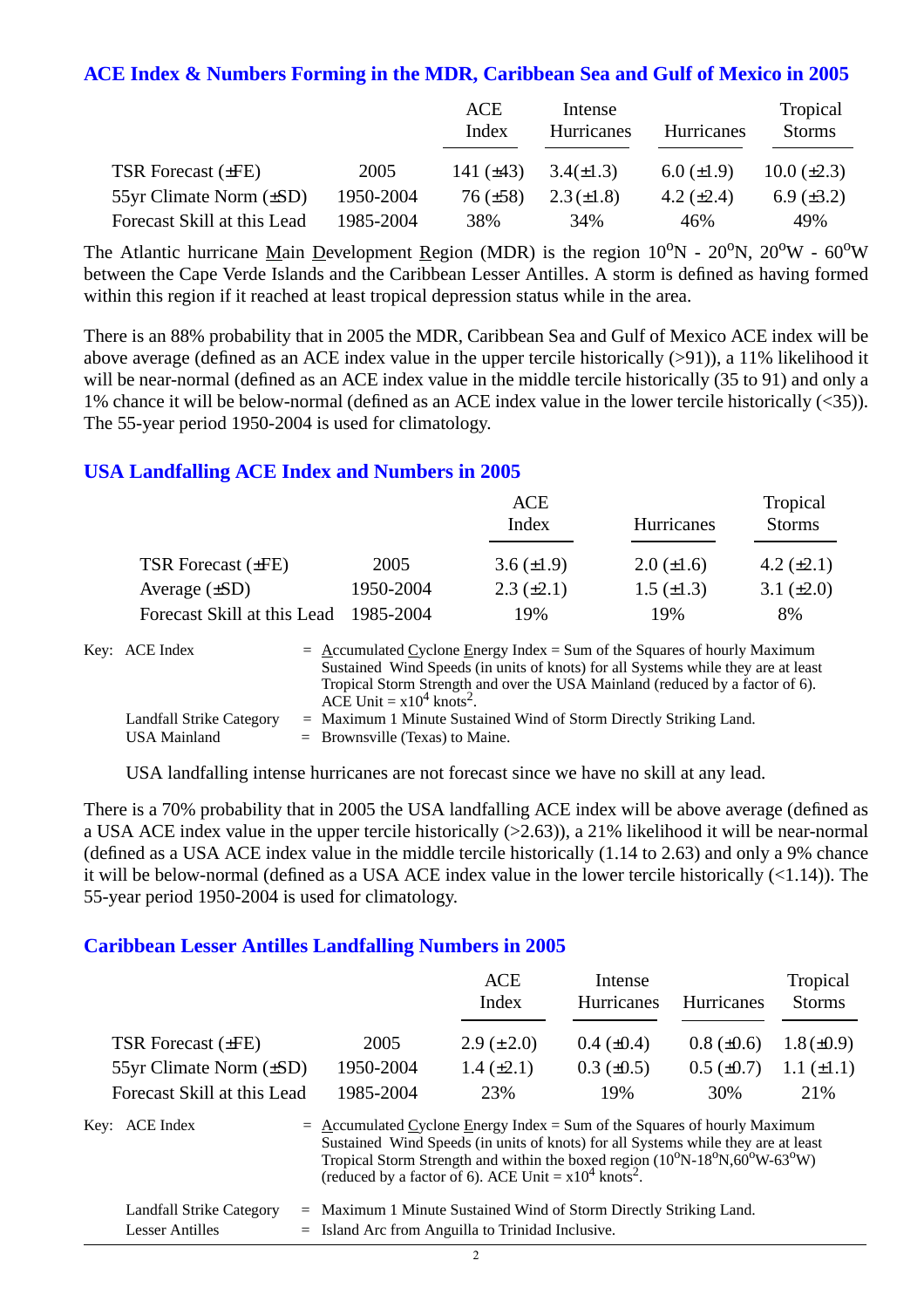### ACE Index & Numbers Forming in the MDR, Caribbean Sea and Gulf of Mexico in 2005

| | | ACE Index | Intense Hurricanes | Hurricanes | Tropical Storms |
|---|---|---|---|---|---|
| TSR Forecast (±FE) | 2005 | 141 (±43) | 3.4(±1.3) | 6.0 (±1.9) | 10.0 (±2.3) |
| 55yr Climate Norm (±SD) | 1950-2004 | 76 (±58) | 2.3 (±1.8) | 4.2 (±2.4) | 6.9 (±3.2) |
| Forecast Skill at this Lead | 1985-2004 | 38% | 34% | 46% | 49% |

The Atlantic hurricane Main Development Region (MDR) is the region $10^oN$ - $20^oN$, $20^oW$ - $60^oW$ between the Cape Verde Islands and the Caribbean Lesser Antilles. A storm is defined as having formed within this region if it reached at least tropical depression status while in the area.

There is an 88% probability that in 2005 the MDR, Caribbean Sea and Gulf of Mexico ACE index will be above average (defined as an ACE index value in the upper tercile historically (>91)), a 11% likelihood it will be near-normal (defined as an ACE index value in the middle tercile historically (35 to 91) and only a 1% chance it will be below-normal (defined as an ACE index value in the lower tercile historically (<35)). The 55-year period 1950-2004 is used for climatology.

### USA Landfalling ACE Index and Numbers in 2005

| | | ACE Index | Hurricanes | Tropical Storms |
|---|---|---|---|---|
| TSR Forecast (±FE) | 2005 | 3.6 (±1.9) | 2.0 (±1.6) | 4.2 (±2.1) |
| Average (±SD) | 1950-2004 | 2.3 (±2.1) | 1.5 (±1.3) | 3.1 (±2.0) |
| Forecast Skill at this Lead | 1985-2004 | 19% | 19% | 8% |

Key: ACE Index = Accumulated Cyclone Energy Index = Sum of the Squares of hourly Maximum Sustained Wind Speeds (in units of knots) for all Systems while they are at least Tropical Storm Strength and over the USA Mainland (reduced by a factor of 6). ACE Unit = $x10^4$ $knots^2$.

Landfall Strike Category = Maximum 1 Minute Sustained Wind of Storm Directly Striking Land.

USA Mainland = Brownsville (Texas) to Maine.

USA landfalling intense hurricanes are not forecast since we have no skill at any lead.

There is a 70% probability that in 2005 the USA landfalling ACE index will be above average (defined as a USA ACE index value in the upper tercile historically (>2.63)), a 21% likelihood it will be near-normal (defined as a USA ACE index value in the middle tercile historically (1.14 to 2.63) and only a 9% chance it will be below-normal (defined as a USA ACE index value in the lower tercile historically (<1.14)). The 55-year period 1950-2004 is used for climatology.

### Caribbean Lesser Antilles Landfalling Numbers in 2005

| | | ACE Index | Intense Hurricanes | Hurricanes | Tropical Storms |
|---|---|---|---|---|---|
| TSR Forecast (±FE) | 2005 | 2.9 (±2.0) | 0.4 (±0.4) | 0.8 (±0.6) | 1.8 (±0.9) |
| 55yr Climate Norm (±SD) | 1950-2004 | 1.4 (±2.1) | 0.3 (±0.5) | 0.5 (±0.7) | 1.1 (±1.1) |
| Forecast Skill at this Lead | 1985-2004 | 23% | 19% | 30% | 21% |

Key: ACE Index = Accumulated Cyclone Energy Index = Sum of the Squares of hourly Maximum Sustained Wind Speeds (in units of knots) for all Systems while they are at least Tropical Storm Strength and within the boxed region ($10^oN$-$18^oN$,$60^oW$-$63^oW$) (reduced by a factor of 6). ACE Unit = $x10^4$ $knots^2$.

Landfall Strike Category = Maximum 1 Minute Sustained Wind of Storm Directly Striking Land.

Lesser Antilles = Island Arc from Anguilla to Trinidad Inclusive.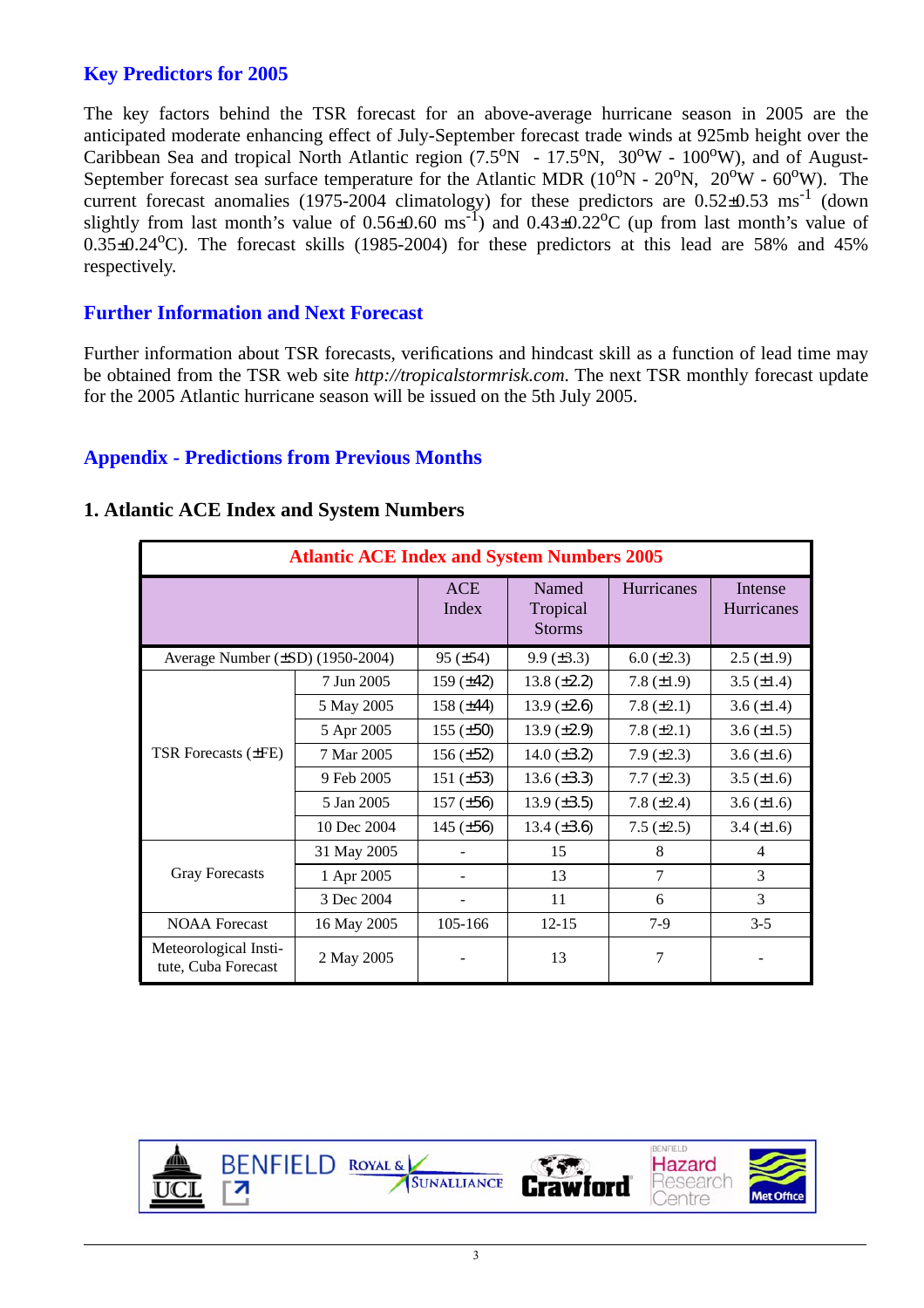## Key Predictors for 2005

The key factors behind the TSR forecast for an above-average hurricane season in 2005 are the anticipated moderate enhancing effect of July-September forecast trade winds at 925mb height over the Caribbean Sea and tropical North Atlantic region (7.5$^o$N - 17.5$^o$N, 30$^o$W - 100$^o$W), and of August-September forecast sea surface temperature for the Atlantic MDR (10$^o$N - 20$^o$N, 20$^o$W - 60$^o$W). The current forecast anomalies (1975-2004 climatology) for these predictors are 0.52±0.53 ms$^{-1}$ (down slightly from last month's value of 0.56±0.60 ms$^{-1}$) and 0.43±0.22$^o$C (up from last month's value of 0.35±0.24$^o$C). The forecast skills (1985-2004) for these predictors at this lead are 58% and 45% respectively.

## Further Information and Next Forecast

Further information about TSR forecasts, verifications and hindcast skill as a function of lead time may be obtained from the TSR web site *http://tropicalstormrisk.com*. The next TSR monthly forecast update for the 2005 Atlantic hurricane season will be issued on the 5th July 2005.

## Appendix - Predictions from Previous Months

### 1. Atlantic ACE Index and System Numbers

| Atlantic ACE Index and System Numbers 2005 | | | | | |
|---|---|---|---|---|---|
| | | ACE Index | Named Tropical Storms | Hurricanes | Intense Hurricanes |
| Average Number (±SD) (1950-2004) | | 95 (±54) | 9.9 (±3.3) | 6.0 (±2.3) | 2.5 (±1.9) |
| TSR Forecasts (±FE) | 7 Jun 2005 | 159 (±42) | 13.8 (±2.2) | 7.8 (±1.9) | 3.5 (±1.4) |
| | 5 May 2005 | 158 (±44) | 13.9 (±2.6) | 7.8 (±2.1) | 3.6 (±1.4) |
| | 5 Apr 2005 | 155 (±50) | 13.9 (±2.9) | 7.8 (±2.1) | 3.6 (±1.5) |
| | 7 Mar 2005 | 156 (±52) | 14.0 (±3.2) | 7.9 (±2.3) | 3.6 (±1.6) |
| | 9 Feb 2005 | 151 (±53) | 13.6 (±3.3) | 7.7 (±2.3) | 3.5 (±1.6) |
| | 5 Jan 2005 | 157 (±56) | 13.9 (±3.5) | 7.8 (±2.4) | 3.6 (±1.6) |
| | 10 Dec 2004 | 145 (±56) | 13.4 (±3.6) | 7.5 (±2.5) | 3.4 (±1.6) |
| Gray Forecasts | 31 May 2005 | - | 15 | 8 | 4 |
| | 1 Apr 2005 | - | 13 | 7 | 3 |
| | 3 Dec 2004 | - | 11 | 6 | 3 |
| NOAA Forecast | 16 May 2005 | 105-166 | 12-15 | 7-9 | 3-5 |
| Meteorological Institute, Cuba Forecast | 2 May 2005 | - | 13 | 7 | - |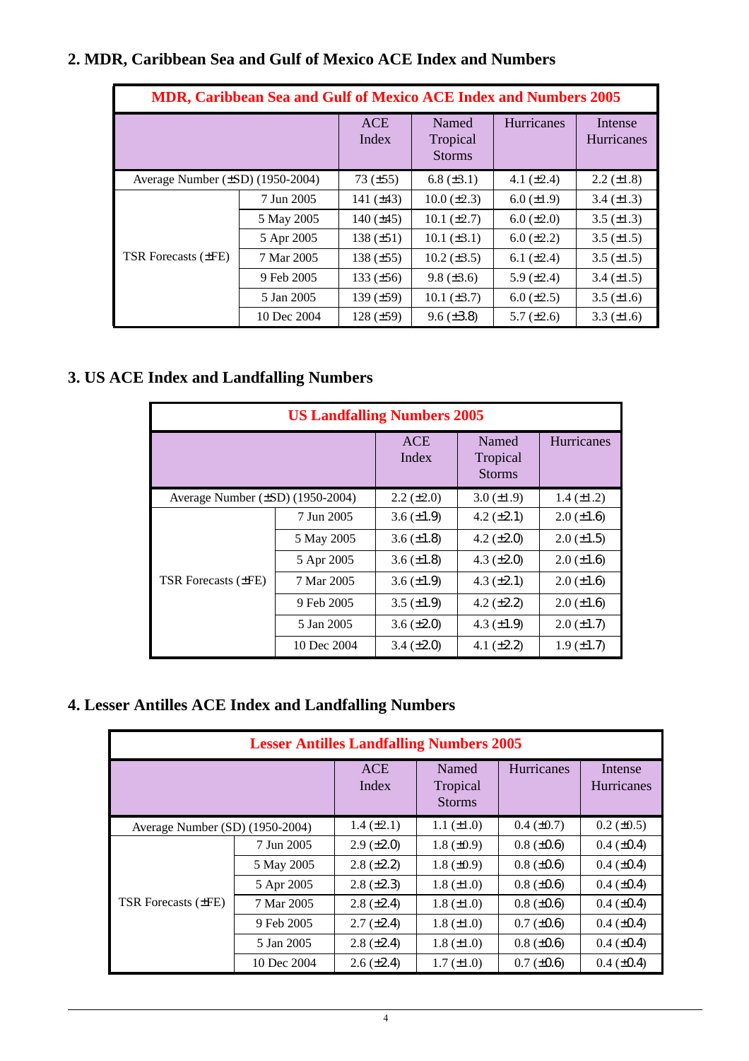## 2. MDR, Caribbean Sea and Gulf of Mexico ACE Index and Numbers

| MDR, Caribbean Sea and Gulf of Mexico ACE Index and Numbers 2005 | | | | | |
|---|---|---|---|---|---|
| | | ACE Index | Named Tropical Storms | Hurricanes | Intense Hurricanes |
| Average Number (±SD) (1950-2004) | | 73 (±55) | 6.8 (±3.1) | 4.1 (±2.4) | 2.2 (±1.8) |
| TSR Forecasts (±FE) | 7 Jun 2005 | 141 (±43) | 10.0 (±2.3) | 6.0 (±1.9) | 3.4 (±1.3) |
| | 5 May 2005 | 140 (±45) | 10.1 (±2.7) | 6.0 (±2.0) | 3.5 (±1.3) |
| | 5 Apr 2005 | 138 (±51) | 10.1 (±3.1) | 6.0 (±2.2) | 3.5 (±1.5) |
| | 7 Mar 2005 | 138 (±55) | 10.2 (±3.5) | 6.1 (±2.4) | 3.5 (±1.5) |
| | 9 Feb 2005 | 133 (±56) | 9.8 (±3.6) | 5.9 (±2.4) | 3.4 (±1.5) |
| | 5 Jan 2005 | 139 (±59) | 10.1 (±3.7) | 6.0 (±2.5) | 3.5 (±1.6) |
| | 10 Dec 2004 | 128 (±59) | 9.6 (±3.8) | 5.7 (±2.6) | 3.3 (±1.6) |

## 3. US ACE Index and Landfalling Numbers

| US Landfalling Numbers 2005 | | | | |
|---|---|---|---|---|
| | | ACE Index | Named Tropical Storms | Hurricanes |
| Average Number (±SD) (1950-2004) | | 2.2 (±2.0) | 3.0 (±1.9) | 1.4 (±1.2) |
| TSR Forecasts (±FE) | 7 Jun 2005 | 3.6 (±1.9) | 4.2 (±2.1) | 2.0 (±1.6) |
| | 5 May 2005 | 3.6 (±1.8) | 4.2 (±2.0) | 2.0 (±1.5) |
| | 5 Apr 2005 | 3.6 (±1.8) | 4.3 (±2.0) | 2.0 (±1.6) |
| | 7 Mar 2005 | 3.6 (±1.9) | 4.3 (±2.1) | 2.0 (±1.6) |
| | 9 Feb 2005 | 3.5 (±1.9) | 4.2 (±2.2) | 2.0 (±1.6) |
| | 5 Jan 2005 | 3.6 (±2.0) | 4.3 (±1.9) | 2.0 (±1.7) |
| | 10 Dec 2004 | 3.4 (±2.0) | 4.1 (±2.2) | 1.9 (±1.7) |

## 4. Lesser Antilles ACE Index and Landfalling Numbers

| Lesser Antilles Landfalling Numbers 2005 | | | | | |
|---|---|---|---|---|---|
| | | ACE Index | Named Tropical Storms | Hurricanes | Intense Hurricanes |
| Average Number (SD) (1950-2004) | | 1.4 (±2.1) | 1.1 (±1.0) | 0.4 (±0.7) | 0.2 (±0.5) |
| TSR Forecasts (±FE) | 7 Jun 2005 | 2.9 (±2.0) | 1.8 (±0.9) | 0.8 (±0.6) | 0.4 (±0.4) |
| | 5 May 2005 | 2.8 (±2.2) | 1.8 (±0.9) | 0.8 (±0.6) | 0.4 (±0.4) |
| | 5 Apr 2005 | 2.8 (±2.3) | 1.8 (±1.0) | 0.8 (±0.6) | 0.4 (±0.4) |
| | 7 Mar 2005 | 2.8 (±2.4) | 1.8 (±1.0) | 0.8 (±0.6) | 0.4 (±0.4) |
| | 9 Feb 2005 | 2.7 (±2.4) | 1.8 (±1.0) | 0.7 (±0.6) | 0.4 (±0.4) |
| | 5 Jan 2005 | 2.8 (±2.4) | 1.8 (±1.0) | 0.8 (±0.6) | 0.4 (±0.4) |
| | 10 Dec 2004 | 2.6 (±2.4) | 1.7 (±1.0) | 0.7 (±0.6) | 0.4 (±0.4) |